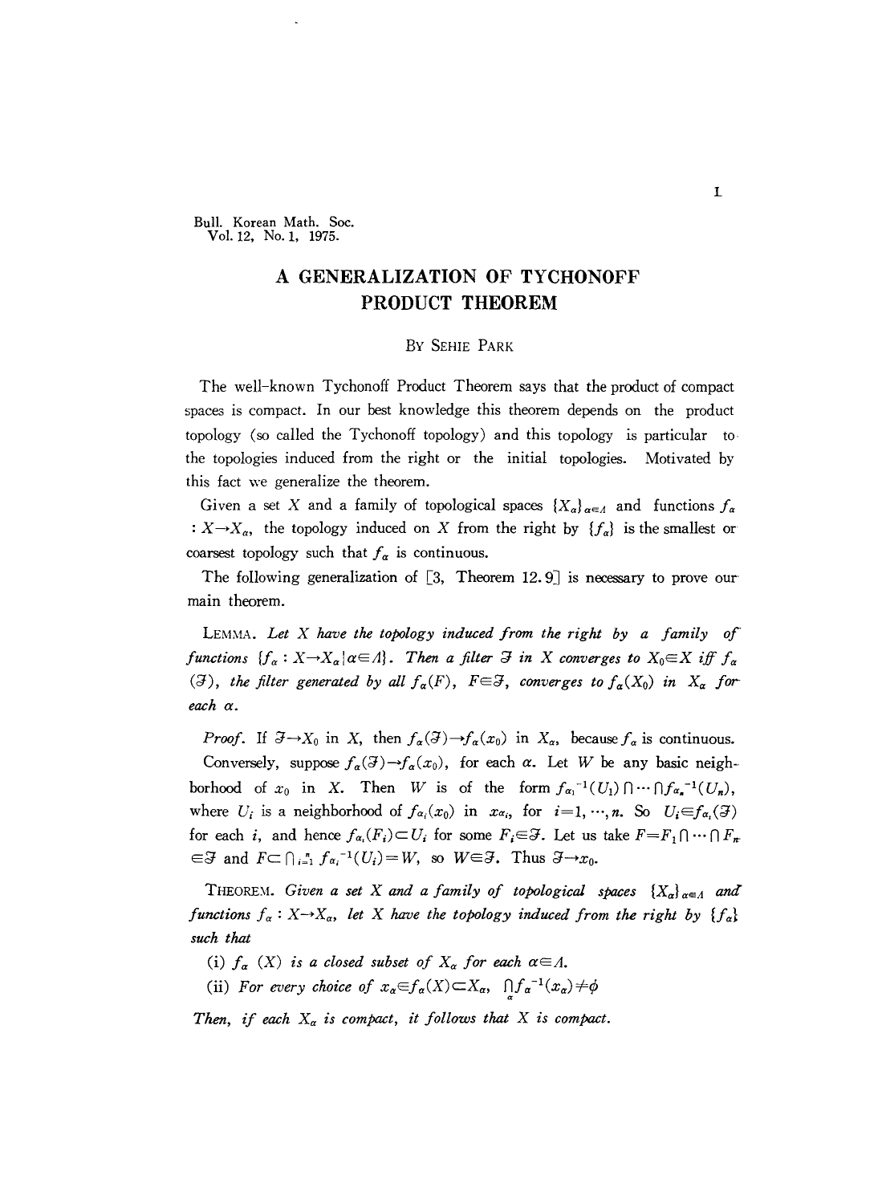Bull. Korean Math. Soc.
Vol. 12, No. 1, 1975.

# A GENERALIZATION OF TYCHONOFF PRODUCT THEOREM

BY SEHIE PARK

The well-known Tychonoff Product Theorem says that the product of compact spaces is compact. In our best knowledge this theorem depends on the product topology (so called the Tychonoff topology) and this topology is particular to the topologies induced from the right or the initial topologies. Motivated by this fact we generalize the theorem.

Given a set $X$ and a family of topological spaces $\{X_\alpha\}_{\alpha\in\Lambda}$ and functions $f_\alpha : X\to X_\alpha$, the topology induced on $X$ from the right by $\{f_\alpha\}$ is the smallest or coarsest topology such that $f_\alpha$ is continuous.

The following generalization of [3, Theorem 12.9] is necessary to prove our main theorem.

LEMMA. *Let $X$ have the topology induced from the right by a family of functions $\{f_\alpha : X\to X_\alpha | \alpha\in\Lambda\}$. Then a filter $\mathcal{F}$ in $X$ converges to $X_0\in X$ iff $f_\alpha(\mathcal{F})$, the filter generated by all $f_\alpha(F)$, $F\in\mathcal{F}$, converges to $f_\alpha(X_0)$ in $X_\alpha$ for each $\alpha$.*

*Proof.* If $\mathcal{F}\to X_0$ in $X$, then $f_\alpha(\mathcal{F})\to f_\alpha(x_0)$ in $X_\alpha$, because $f_\alpha$ is continuous.

Conversely, suppose $f_\alpha(\mathcal{F})\to f_\alpha(x_0)$, for each $\alpha$. Let $W$ be any basic neighborhood of $x_0$ in $X$. Then $W$ is of the form $f_{\alpha_1}{}^{-1}(U_1)\cap\cdots\cap f_{\alpha_n}{}^{-1}(U_n)$, where $U_i$ is a neighborhood of $f_{\alpha_i}(x_0)$ in $x_{\alpha_i}$, for $i=1,\cdots,n$. So $U_i\in f_{\alpha_i}(\mathcal{F})$ for each $i$, and hence $f_{\alpha_i}(F_i)\subset U_i$ for some $F_i\in\mathcal{F}$. Let us take $F=F_1\cap\cdots\cap F_n\in\mathcal{F}$ and $F\subset\bigcap_{i=1}^{n} f_{\alpha_i}{}^{-1}(U_i)=W$, so $W\in\mathcal{F}$. Thus $\mathcal{F}\to x_0$.

THEOREM. *Given a set $X$ and a family of topological spaces $\{X_\alpha\}_{\alpha\in\Lambda}$ and functions $f_\alpha : X\to X_\alpha$, let $X$ have the topology induced from the right by $\{f_\alpha\}$ such that*

(i) *$f_\alpha(X)$ is a closed subset of $X_\alpha$ for each $\alpha\in\Lambda$.*

(ii) *For every choice of $x_\alpha\in f_\alpha(X)\subset X_\alpha$, $\bigcap_\alpha f_\alpha{}^{-1}(x_\alpha)\neq\phi$*

*Then, if each $X_\alpha$ is compact, it follows that $X$ is compact.*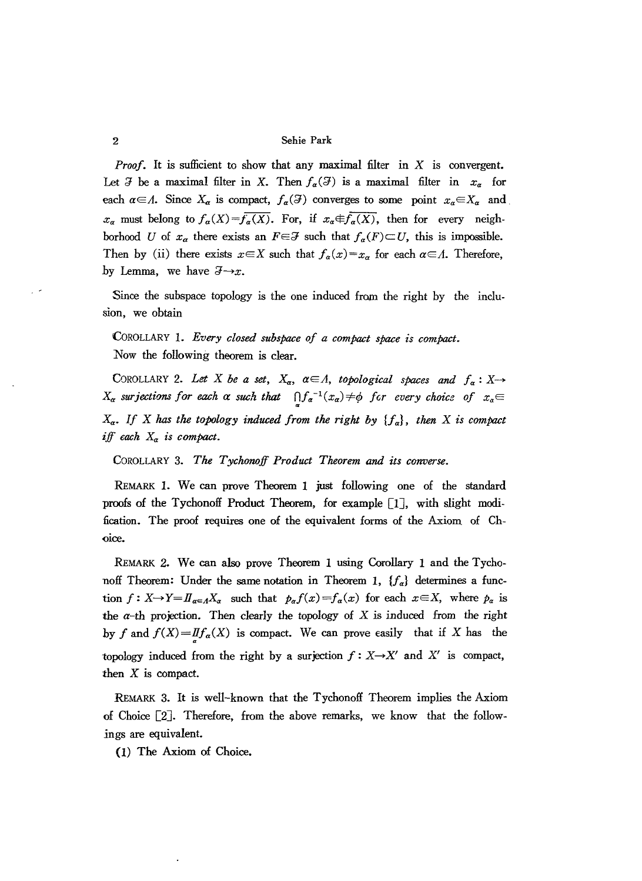*Proof*. It is sufficient to show that any maximal filter in $X$ is convergent. Let $\mathcal{F}$ be a maximal filter in $X$. Then $f_\alpha(\mathcal{F})$ is a maximal filter in $x_\alpha$ for each $\alpha \in \Lambda$. Since $X_\alpha$ is compact, $f_\alpha(\mathcal{F})$ converges to some point $x_\alpha \in X_\alpha$ and $x_\alpha$ must belong to $f_\alpha(X) = \overline{f_\alpha(X)}$. For, if $x_\alpha \notin \overline{f_\alpha(X)}$, then for every neighborhood $U$ of $x_\alpha$ there exists an $F \in \mathcal{F}$ such that $f_\alpha(F) \subset U$, this is impossible. Then by (ii) there exists $x \in X$ such that $f_\alpha(x) = x_\alpha$ for each $\alpha \in \Lambda$. Therefore, by Lemma, we have $\mathcal{F} \to x$.

Since the subspace topology is the one induced from the right by the inclusion, we obtain

COROLLARY 1. *Every closed subspace of a compact space is compact.*

Now the following theorem is clear.

COROLLARY 2. *Let $X$ be a set, $X_\alpha$, $\alpha \in \Lambda$, topological spaces and $f_\alpha : X \to X_\alpha$ surjections for each $\alpha$ such that $\bigcap_\alpha f_\alpha^{-1}(x_\alpha) \neq \phi$ for every choice of $x_\alpha \in X_\alpha$. If $X$ has the topology induced from the right by $\{f_\alpha\}$, then $X$ is compact iff each $X_\alpha$ is compact.*

COROLLARY 3. *The Tychonoff Product Theorem and its converse.*

REMARK 1. We can prove Theorem 1 just following one of the standard proofs of the Tychonoff Product Theorem, for example [1], with slight modification. The proof requires one of the equivalent forms of the Axiom of Choice.

REMARK 2. We can also prove Theorem 1 using Corollary 1 and the Tychonoff Theorem: Under the same notation in Theorem 1, $\{f_\alpha\}$ determines a function $f : X \to Y = \Pi_{\alpha \in \Lambda} X_\alpha$ such that $p_\alpha f(x) = f_\alpha(x)$ for each $x \in X$, where $p_\alpha$ is the $\alpha$-th projection. Then clearly the topology of $X$ is induced from the right by $f$ and $f(X) = \Pi_\alpha f_\alpha(X)$ is compact. We can prove easily that if $X$ has the topology induced from the right by a surjection $f : X \to X'$ and $X'$ is compact, then $X$ is compact.

REMARK 3. It is well-known that the Tychonoff Theorem implies the Axiom of Choice [2]. Therefore, from the above remarks, we know that the followings are equivalent.

(1) The Axiom of Choice.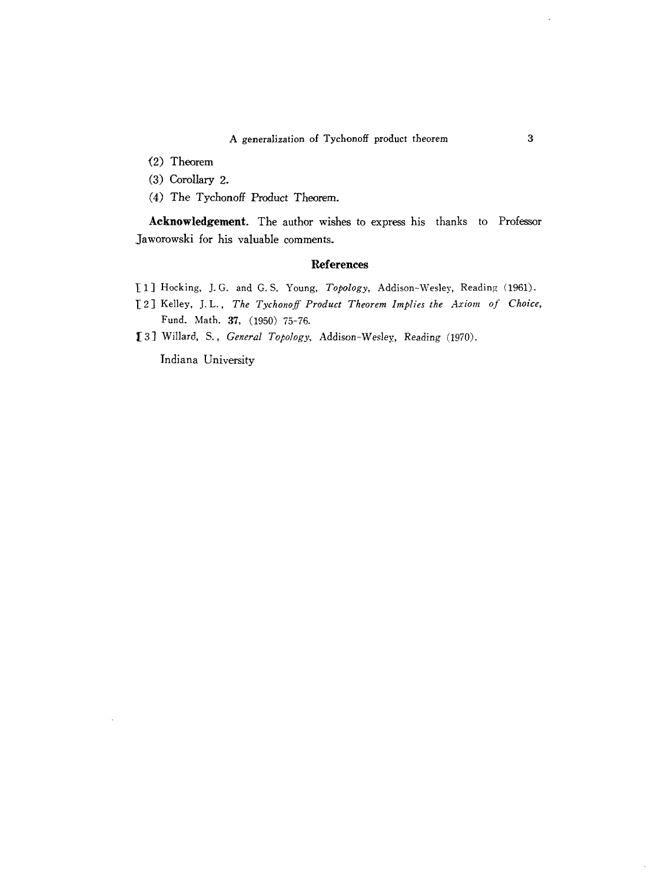(2) Theorem

(3) Corollary 2.

(4) The Tychonoff Product Theorem.

**Acknowledgement.** The author wishes to express his thanks to Professor Jaworowski for his valuable comments.

## References

[1] Hocking, J. G. and G. S. Young, *Topology*, Addison-Wesley, Reading (1961).

[2] Kelley, J. L., *The Tychonoff Product Theorem Implies the Axiom of Choice*, Fund. Math. **37**, (1950) 75-76.

[3] Willard, S., *General Topology*, Addison-Wesley, Reading (1970).

Indiana University